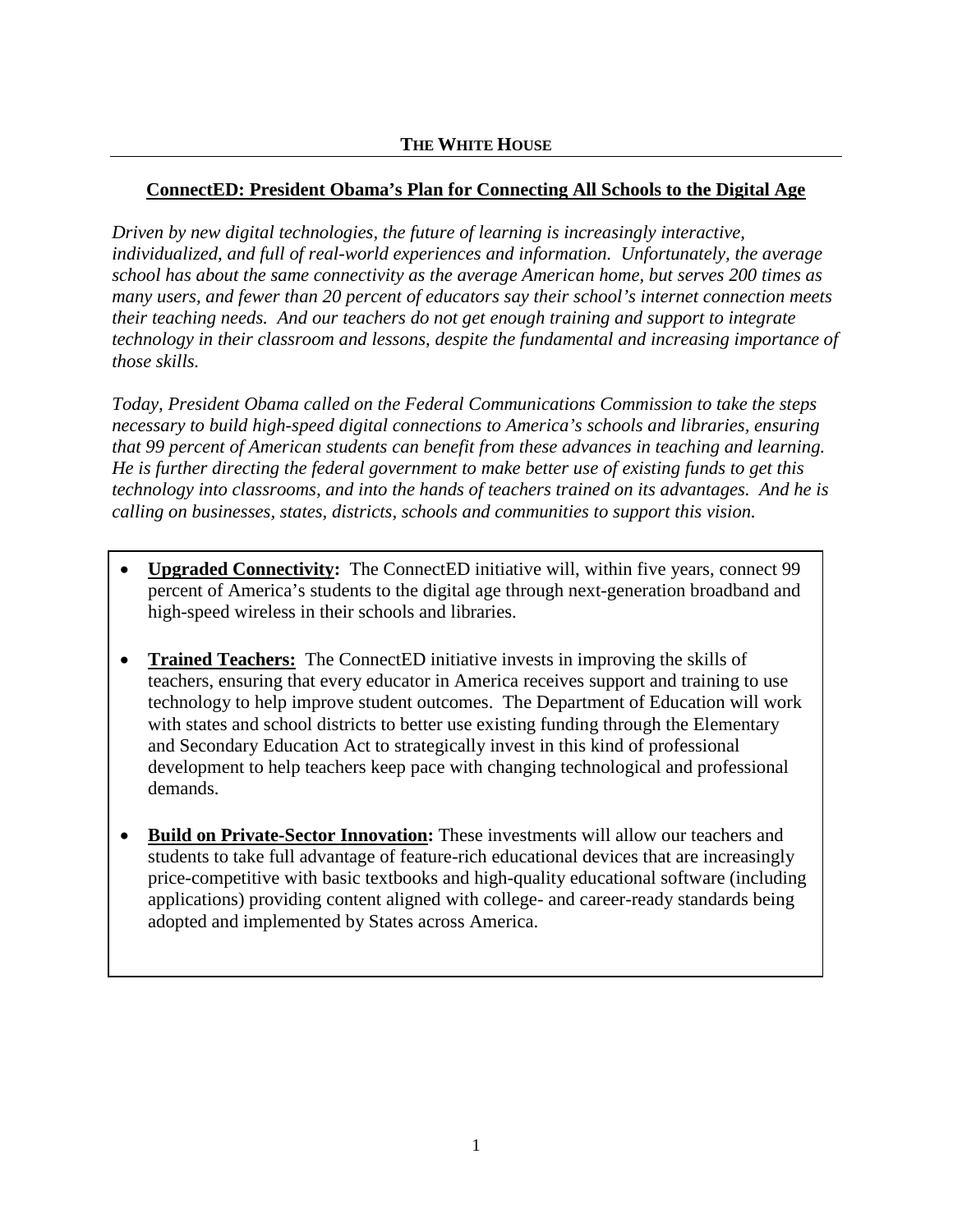**THE WHITE HOUSE**

## ConnectED: President Obama's Plan for Connecting All Schools to the Digital Age

*Driven by new digital technologies, the future of learning is increasingly interactive, individualized, and full of real-world experiences and information. Unfortunately, the average school has about the same connectivity as the average American home, but serves 200 times as many users, and fewer than 20 percent of educators say their school's internet connection meets their teaching needs. And our teachers do not get enough training and support to integrate technology in their classroom and lessons, despite the fundamental and increasing importance of those skills.*

*Today, President Obama called on the Federal Communications Commission to take the steps necessary to build high-speed digital connections to America's schools and libraries, ensuring that 99 percent of American students can benefit from these advances in teaching and learning. He is further directing the federal government to make better use of existing funds to get this technology into classrooms, and into the hands of teachers trained on its advantages. And he is calling on businesses, states, districts, schools and communities to support this vision.*

- **Upgraded Connectivity:** The ConnectED initiative will, within five years, connect 99 percent of America's students to the digital age through next-generation broadband and high-speed wireless in their schools and libraries.
- **Trained Teachers:** The ConnectED initiative invests in improving the skills of teachers, ensuring that every educator in America receives support and training to use technology to help improve student outcomes. The Department of Education will work with states and school districts to better use existing funding through the Elementary and Secondary Education Act to strategically invest in this kind of professional development to help teachers keep pace with changing technological and professional demands.
- **Build on Private-Sector Innovation:** These investments will allow our teachers and students to take full advantage of feature-rich educational devices that are increasingly price-competitive with basic textbooks and high-quality educational software (including applications) providing content aligned with college- and career-ready standards being adopted and implemented by States across America.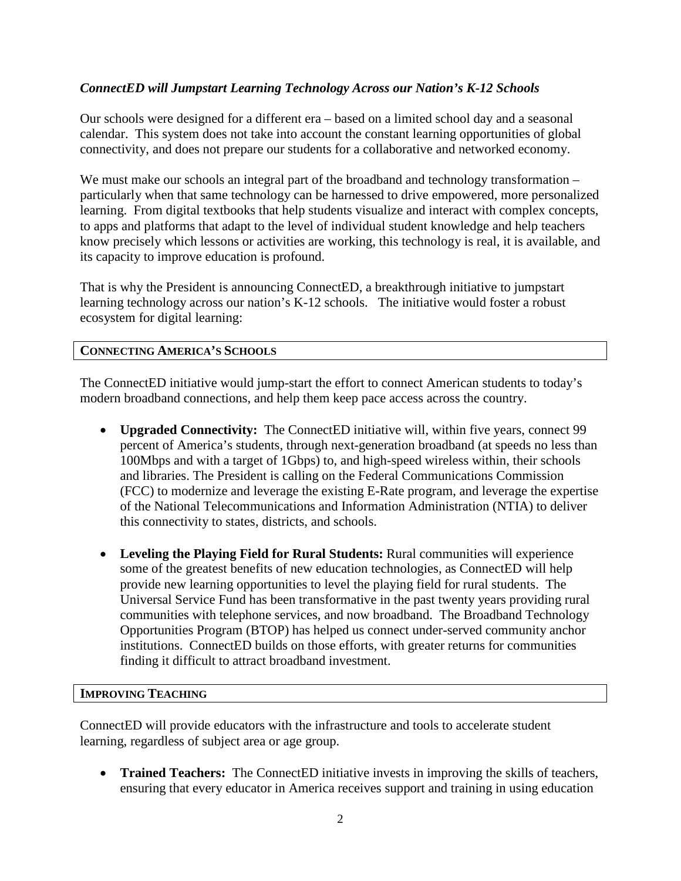*ConnectED will Jumpstart Learning Technology Across our Nation's K-12 Schools*

Our schools were designed for a different era – based on a limited school day and a seasonal calendar. This system does not take into account the constant learning opportunities of global connectivity, and does not prepare our students for a collaborative and networked economy.

We must make our schools an integral part of the broadband and technology transformation – particularly when that same technology can be harnessed to drive empowered, more personalized learning. From digital textbooks that help students visualize and interact with complex concepts, to apps and platforms that adapt to the level of individual student knowledge and help teachers know precisely which lessons or activities are working, this technology is real, it is available, and its capacity to improve education is profound.

That is why the President is announcing ConnectED, a breakthrough initiative to jumpstart learning technology across our nation's K-12 schools. The initiative would foster a robust ecosystem for digital learning:

## CONNECTING AMERICA'S SCHOOLS

The ConnectED initiative would jump-start the effort to connect American students to today's modern broadband connections, and help them keep pace access across the country.

- **Upgraded Connectivity:** The ConnectED initiative will, within five years, connect 99 percent of America's students, through next-generation broadband (at speeds no less than 100Mbps and with a target of 1Gbps) to, and high-speed wireless within, their schools and libraries. The President is calling on the Federal Communications Commission (FCC) to modernize and leverage the existing E-Rate program, and leverage the expertise of the National Telecommunications and Information Administration (NTIA) to deliver this connectivity to states, districts, and schools.

- **Leveling the Playing Field for Rural Students:** Rural communities will experience some of the greatest benefits of new education technologies, as ConnectED will help provide new learning opportunities to level the playing field for rural students. The Universal Service Fund has been transformative in the past twenty years providing rural communities with telephone services, and now broadband. The Broadband Technology Opportunities Program (BTOP) has helped us connect under-served community anchor institutions. ConnectED builds on those efforts, with greater returns for communities finding it difficult to attract broadband investment.

## IMPROVING TEACHING

ConnectED will provide educators with the infrastructure and tools to accelerate student learning, regardless of subject area or age group.

- **Trained Teachers:** The ConnectED initiative invests in improving the skills of teachers, ensuring that every educator in America receives support and training in using education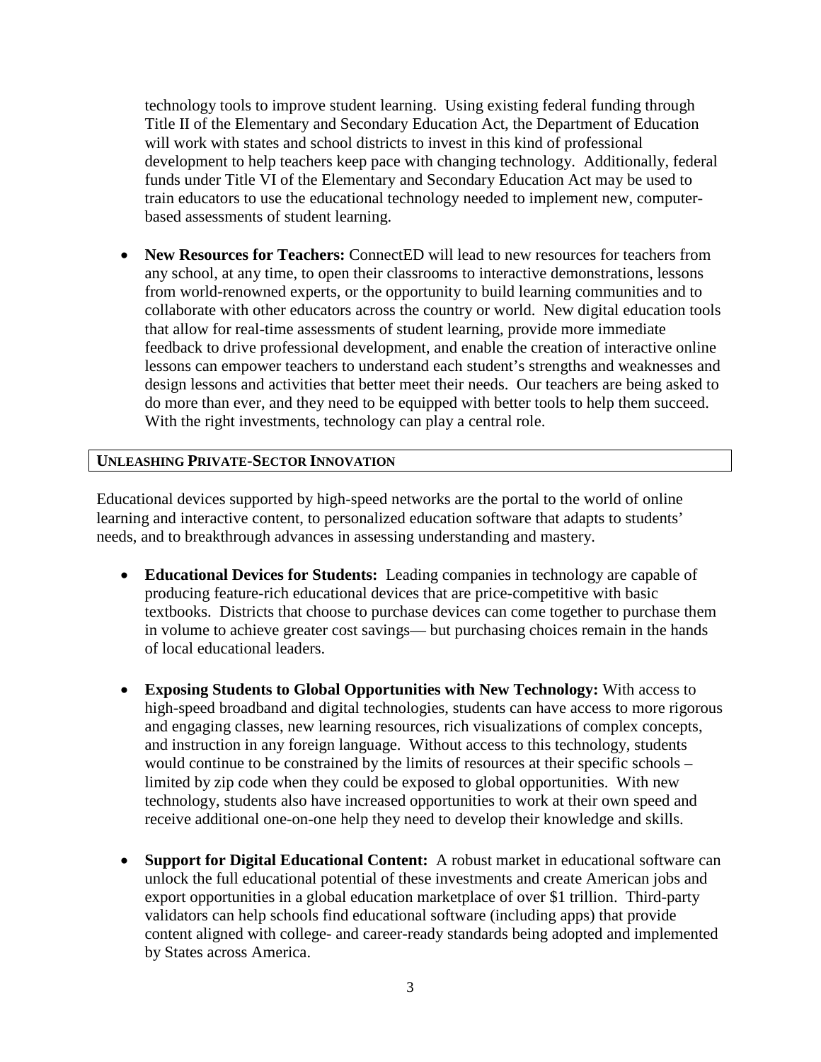technology tools to improve student learning. Using existing federal funding through Title II of the Elementary and Secondary Education Act, the Department of Education will work with states and school districts to invest in this kind of professional development to help teachers keep pace with changing technology. Additionally, federal funds under Title VI of the Elementary and Secondary Education Act may be used to train educators to use the educational technology needed to implement new, computer-based assessments of student learning.

- **New Resources for Teachers:** ConnectED will lead to new resources for teachers from any school, at any time, to open their classrooms to interactive demonstrations, lessons from world-renowned experts, or the opportunity to build learning communities and to collaborate with other educators across the country or world. New digital education tools that allow for real-time assessments of student learning, provide more immediate feedback to drive professional development, and enable the creation of interactive online lessons can empower teachers to understand each student's strengths and weaknesses and design lessons and activities that better meet their needs. Our teachers are being asked to do more than ever, and they need to be equipped with better tools to help them succeed. With the right investments, technology can play a central role.

## UNLEASHING PRIVATE-SECTOR INNOVATION

Educational devices supported by high-speed networks are the portal to the world of online learning and interactive content, to personalized education software that adapts to students' needs, and to breakthrough advances in assessing understanding and mastery.

- **Educational Devices for Students:** Leading companies in technology are capable of producing feature-rich educational devices that are price-competitive with basic textbooks. Districts that choose to purchase devices can come together to purchase them in volume to achieve greater cost savings— but purchasing choices remain in the hands of local educational leaders.

- **Exposing Students to Global Opportunities with New Technology:** With access to high-speed broadband and digital technologies, students can have access to more rigorous and engaging classes, new learning resources, rich visualizations of complex concepts, and instruction in any foreign language. Without access to this technology, students would continue to be constrained by the limits of resources at their specific schools – limited by zip code when they could be exposed to global opportunities. With new technology, students also have increased opportunities to work at their own speed and receive additional one-on-one help they need to develop their knowledge and skills.

- **Support for Digital Educational Content:** A robust market in educational software can unlock the full educational potential of these investments and create American jobs and export opportunities in a global education marketplace of over $1 trillion. Third-party validators can help schools find educational software (including apps) that provide content aligned with college- and career-ready standards being adopted and implemented by States across America.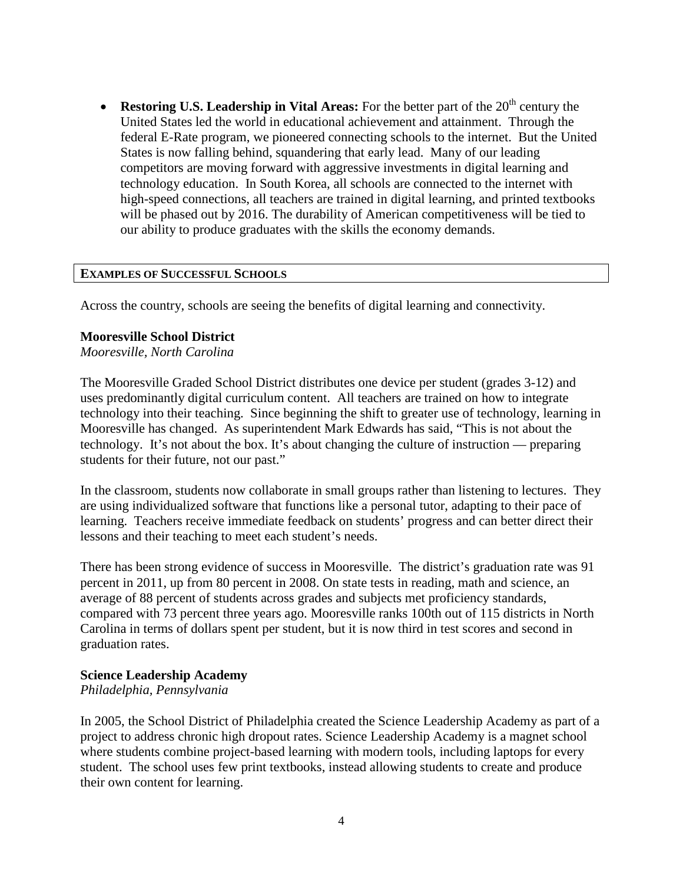- **Restoring U.S. Leadership in Vital Areas:** For the better part of the 20th century the United States led the world in educational achievement and attainment. Through the federal E-Rate program, we pioneered connecting schools to the internet. But the United States is now falling behind, squandering that early lead. Many of our leading competitors are moving forward with aggressive investments in digital learning and technology education. In South Korea, all schools are connected to the internet with high-speed connections, all teachers are trained in digital learning, and printed textbooks will be phased out by 2016. The durability of American competitiveness will be tied to our ability to produce graduates with the skills the economy demands.

## EXAMPLES OF SUCCESSFUL SCHOOLS

Across the country, schools are seeing the benefits of digital learning and connectivity.

### Mooresville School District

*Mooresville, North Carolina*

The Mooresville Graded School District distributes one device per student (grades 3-12) and uses predominantly digital curriculum content. All teachers are trained on how to integrate technology into their teaching. Since beginning the shift to greater use of technology, learning in Mooresville has changed. As superintendent Mark Edwards has said, "This is not about the technology. It's not about the box. It's about changing the culture of instruction — preparing students for their future, not our past."

In the classroom, students now collaborate in small groups rather than listening to lectures. They are using individualized software that functions like a personal tutor, adapting to their pace of learning. Teachers receive immediate feedback on students' progress and can better direct their lessons and their teaching to meet each student's needs.

There has been strong evidence of success in Mooresville. The district's graduation rate was 91 percent in 2011, up from 80 percent in 2008. On state tests in reading, math and science, an average of 88 percent of students across grades and subjects met proficiency standards, compared with 73 percent three years ago. Mooresville ranks 100th out of 115 districts in North Carolina in terms of dollars spent per student, but it is now third in test scores and second in graduation rates.

### Science Leadership Academy

*Philadelphia, Pennsylvania*

In 2005, the School District of Philadelphia created the Science Leadership Academy as part of a project to address chronic high dropout rates. Science Leadership Academy is a magnet school where students combine project-based learning with modern tools, including laptops for every student. The school uses few print textbooks, instead allowing students to create and produce their own content for learning.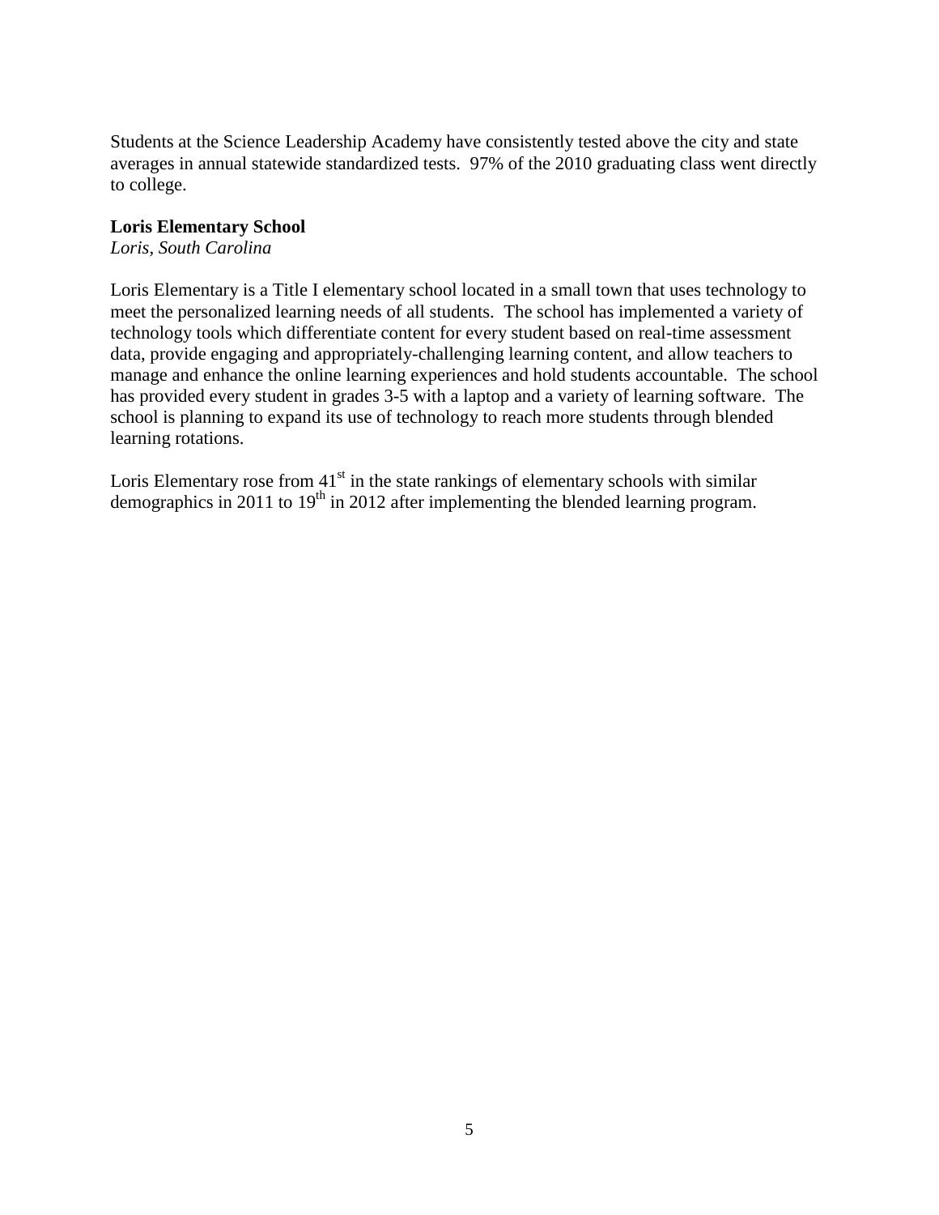Students at the Science Leadership Academy have consistently tested above the city and state averages in annual statewide standardized tests. 97% of the 2010 graduating class went directly to college.

**Loris Elementary School**

*Loris, South Carolina*

Loris Elementary is a Title I elementary school located in a small town that uses technology to meet the personalized learning needs of all students. The school has implemented a variety of technology tools which differentiate content for every student based on real-time assessment data, provide engaging and appropriately-challenging learning content, and allow teachers to manage and enhance the online learning experiences and hold students accountable. The school has provided every student in grades 3-5 with a laptop and a variety of learning software. The school is planning to expand its use of technology to reach more students through blended learning rotations.

Loris Elementary rose from 41st in the state rankings of elementary schools with similar demographics in 2011 to 19th in 2012 after implementing the blended learning program.